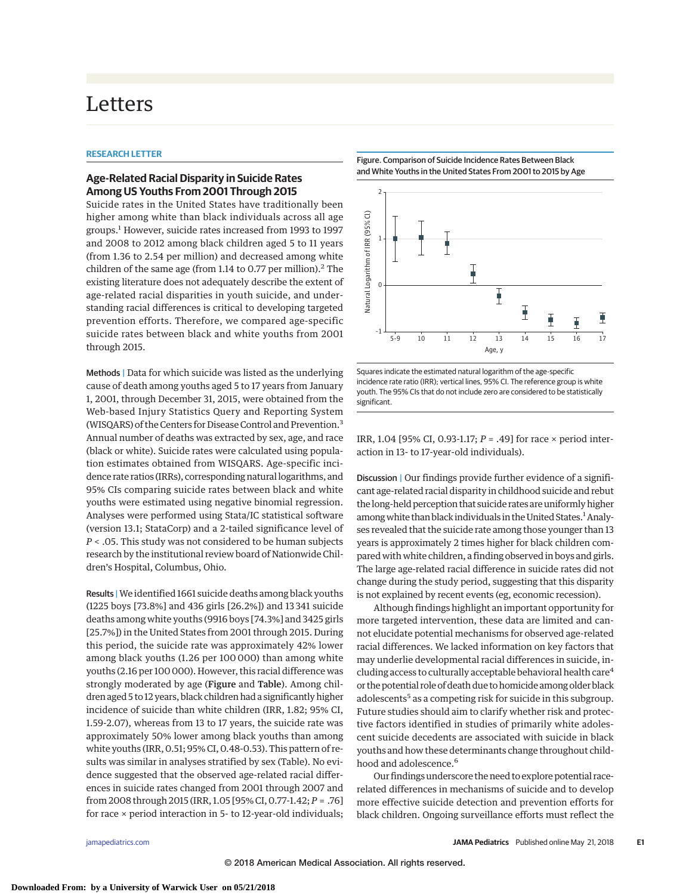# Letters

**RESEARCH LETTER**

## Age-Related Racial Disparity in Suicide Rates Among US Youths From 2001 Through 2015

Suicide rates in the United States have traditionally been higher among white than black individuals across all age groups.[1] However, suicide rates increased from 1993 to 1997 and 2008 to 2012 among black children aged 5 to 11 years (from 1.36 to 2.54 per million) and decreased among white children of the same age (from 1.14 to 0.77 per million).[2] The existing literature does not adequately describe the extent of age-related racial disparities in youth suicide, and understanding racial differences is critical to developing targeted prevention efforts. Therefore, we compared age-specific suicide rates between black and white youths from 2001 through 2015.

**Methods** | Data for which suicide was listed as the underlying cause of death among youths aged 5 to 17 years from January 1, 2001, through December 31, 2015, were obtained from the Web-based Injury Statistics Query and Reporting System (WISQARS) of the Centers for Disease Control and Prevention.[3] Annual number of deaths was extracted by sex, age, and race (black or white). Suicide rates were calculated using population estimates obtained from WISQARS. Age-specific incidence rate ratios (IRRs), corresponding natural logarithms, and 95% CIs comparing suicide rates between black and white youths were estimated using negative binomial regression. Analyses were performed using Stata/IC statistical software (version 13.1; StataCorp) and a 2-tailed significance level of $P < .05$. This study was not considered to be human subjects research by the institutional review board of Nationwide Children's Hospital, Columbus, Ohio.

**Results** | We identified 1661 suicide deaths among black youths (1225 boys [73.8%] and 436 girls [26.2%]) and 13 341 suicide deaths among white youths (9916 boys [74.3%] and 3425 girls [25.7%]) in the United States from 2001 through 2015. During this period, the suicide rate was approximately 42% lower among black youths (1.26 per 100 000) than among white youths (2.16 per 100 000). However, this racial difference was strongly moderated by age (**Figure** and **Table**). Among children aged 5 to 12 years, black children had a significantly higher incidence of suicide than white children (IRR, 1.82; 95% CI, 1.59-2.07), whereas from 13 to 17 years, the suicide rate was approximately 50% lower among black youths than among white youths (IRR, 0.51; 95% CI, 0.48-0.53). This pattern of results was similar in analyses stratified by sex (Table). No evidence suggested that the observed age-related racial differences in suicide rates changed from 2001 through 2007 and from 2008 through 2015 (IRR, 1.05 [95% CI, 0.77-1.42; $P = .76$] for race × period interaction in 5- to 12-year-old individuals; IRR, 1.04 [95% CI, 0.93-1.17; $P = .49$] for race × period interaction in 13- to 17-year-old individuals).

Figure. Comparison of Suicide Incidence Rates Between Black and White Youths in the United States From 2001 to 2015 by Age

Squares indicate the estimated natural logarithm of the age-specific incidence rate ratio (IRR); vertical lines, 95% CI. The reference group is white youth. The 95% CIs that do not include zero are considered to be statistically significant.

**Discussion** | Our findings provide further evidence of a significant age-related racial disparity in childhood suicide and rebut the long-held perception that suicide rates are uniformly higher among white than black individuals in the United States.[1] Analyses revealed that the suicide rate among those younger than 13 years is approximately 2 times higher for black children compared with white children, a finding observed in boys and girls. The large age-related racial difference in suicide rates did not change during the study period, suggesting that this disparity is not explained by recent events (eg, economic recession).

Although findings highlight an important opportunity for more targeted intervention, these data are limited and cannot elucidate potential mechanisms for observed age-related racial differences. We lacked information on key factors that may underlie developmental racial differences in suicide, including access to culturally acceptable behavioral health care[4] or the potential role of death due to homicide among older black adolescents[5] as a competing risk for suicide in this subgroup. Future studies should aim to clarify whether risk and protective factors identified in studies of primarily white adolescent suicide decedents are associated with suicide in black youths and how these determinants change throughout childhood and adolescence.[6]

Our findings underscore the need to explore potential race-related differences in mechanisms of suicide and to develop more effective suicide detection and prevention efforts for black children. Ongoing surveillance efforts must reflect the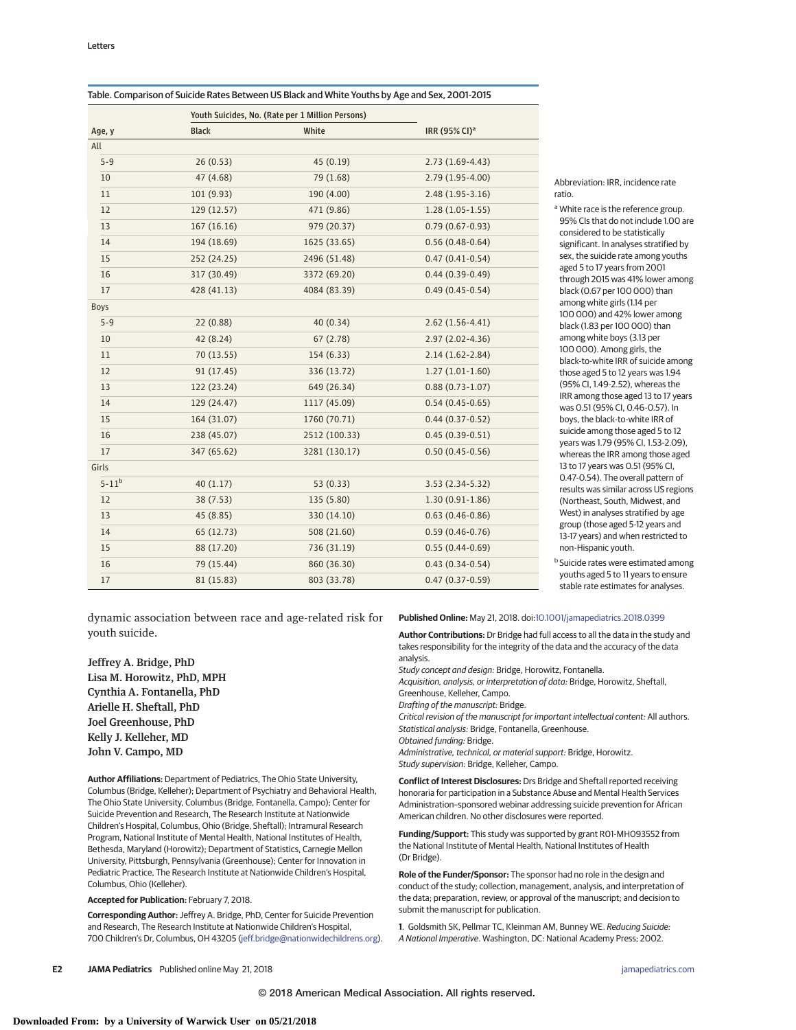Table. Comparison of Suicide Rates Between US Black and White Youths by Age and Sex, 2001-2015

| Age, y | Youth Suicides, No. (Rate per 1 Million Persons) | | IRR (95% CI)[a] |
|---|---|---|---|
| | Black | White | |
| All | | | |
| 5-9 | 26 (0.53) | 45 (0.19) | 2.73 (1.69-4.43) |
| 10 | 47 (4.68) | 79 (1.68) | 2.79 (1.95-4.00) |
| 11 | 101 (9.93) | 190 (4.00) | 2.48 (1.95-3.16) |
| 12 | 129 (12.57) | 471 (9.86) | 1.28 (1.05-1.55) |
| 13 | 167 (16.16) | 979 (20.37) | 0.79 (0.67-0.93) |
| 14 | 194 (18.69) | 1625 (33.65) | 0.56 (0.48-0.64) |
| 15 | 252 (24.25) | 2496 (51.48) | 0.47 (0.41-0.54) |
| 16 | 317 (30.49) | 3372 (69.20) | 0.44 (0.39-0.49) |
| 17 | 428 (41.13) | 4084 (83.39) | 0.49 (0.45-0.54) |
| Boys | | | |
| 5-9 | 22 (0.88) | 40 (0.34) | 2.62 (1.56-4.41) |
| 10 | 42 (8.24) | 67 (2.78) | 2.97 (2.02-4.36) |
| 11 | 70 (13.55) | 154 (6.33) | 2.14 (1.62-2.84) |
| 12 | 91 (17.45) | 336 (13.72) | 1.27 (1.01-1.60) |
| 13 | 122 (23.24) | 649 (26.34) | 0.88 (0.73-1.07) |
| 14 | 129 (24.47) | 1117 (45.09) | 0.54 (0.45-0.65) |
| 15 | 164 (31.07) | 1760 (70.71) | 0.44 (0.37-0.52) |
| 16 | 238 (45.07) | 2512 (100.33) | 0.45 (0.39-0.51) |
| 17 | 347 (65.62) | 3281 (130.17) | 0.50 (0.45-0.56) |
| Girls | | | |
| 5-11[b] | 40 (1.17) | 53 (0.33) | 3.53 (2.34-5.32) |
| 12 | 38 (7.53) | 135 (5.80) | 1.30 (0.91-1.86) |
| 13 | 45 (8.85) | 330 (14.10) | 0.63 (0.46-0.86) |
| 14 | 65 (12.73) | 508 (21.60) | 0.59 (0.46-0.76) |
| 15 | 88 (17.20) | 736 (31.19) | 0.55 (0.44-0.69) |
| 16 | 79 (15.44) | 860 (36.30) | 0.43 (0.34-0.54) |
| 17 | 81 (15.83) | 803 (33.78) | 0.47 (0.37-0.59) |

Abbreviation: IRR, incidence rate ratio.

[a] White race is the reference group. 95% CIs that do not include 1.00 are considered to be statistically significant. In analyses stratified by sex, the suicide rate among youths aged 5 to 17 years from 2001 through 2015 was 41% lower among black (0.67 per 100 000) than among white girls (1.14 per 100 000) and 42% lower among black (1.83 per 100 000) than among white boys (3.13 per 100 000). Among girls, the black-to-white IRR of suicide among those aged 5 to 12 years was 1.94 (95% CI, 1.49-2.52), whereas the IRR among those aged 13 to 17 years was 0.51 (95% CI, 0.46-0.57). In boys, the black-to-white IRR of suicide among those aged 5 to 12 years was 1.79 (95% CI, 1.53-2.09), whereas the IRR among those aged 13 to 17 years was 0.51 (95% CI, 0.47-0.54). The overall pattern of results was similar across US regions (Northeast, South, Midwest, and West) in analyses stratified by age group (those aged 5-12 years and 13-17 years) and when restricted to non-Hispanic youth.

[b] Suicide rates were estimated among youths aged 5 to 11 years to ensure stable rate estimates for analyses.

dynamic association between race and age-related risk for youth suicide.

**Jeffrey A. Bridge, PhD**
**Lisa M. Horowitz, PhD, MPH**
**Cynthia A. Fontanella, PhD**
**Arielle H. Sheftall, PhD**
**Joel Greenhouse, PhD**
**Kelly J. Kelleher, MD**
**John V. Campo, MD**

**Author Affiliations:** Department of Pediatrics, The Ohio State University, Columbus (Bridge, Kelleher); Department of Psychiatry and Behavioral Health, The Ohio State University, Columbus (Bridge, Fontanella, Campo); Center for Suicide Prevention and Research, The Research Institute at Nationwide Children's Hospital, Columbus, Ohio (Bridge, Sheftall); Intramural Research Program, National Institute of Mental Health, National Institutes of Health, Bethesda, Maryland (Horowitz); Department of Statistics, Carnegie Mellon University, Pittsburgh, Pennsylvania (Greenhouse); Center for Innovation in Pediatric Practice, The Research Institute at Nationwide Children's Hospital, Columbus, Ohio (Kelleher).

**Accepted for Publication:** February 7, 2018.

**Corresponding Author:** Jeffrey A. Bridge, PhD, Center for Suicide Prevention and Research, The Research Institute at Nationwide Children's Hospital, 700 Children's Dr, Columbus, OH 43205 (jeff.bridge@nationwidechildrens.org).

**Published Online:** May 21, 2018. doi:10.1001/jamapediatrics.2018.0399

**Author Contributions:** Dr Bridge had full access to all the data in the study and takes responsibility for the integrity of the data and the accuracy of the data analysis.
*Study concept and design:* Bridge, Horowitz, Fontanella.
*Acquisition, analysis, or interpretation of data:* Bridge, Horowitz, Sheftall, Greenhouse, Kelleher, Campo.
*Drafting of the manuscript:* Bridge.
*Critical revision of the manuscript for important intellectual content:* All authors.
*Statistical analysis:* Bridge, Fontanella, Greenhouse.
*Obtained funding:* Bridge.
*Administrative, technical, or material support:* Bridge, Horowitz.
*Study supervision:* Bridge, Kelleher, Campo.

**Conflict of Interest Disclosures:** Drs Bridge and Sheftall reported receiving honoraria for participation in a Substance Abuse and Mental Health Services Administration–sponsored webinar addressing suicide prevention for African American children. No other disclosures were reported.

**Funding/Support:** This study was supported by grant R01-MH093552 from the National Institute of Mental Health, National Institutes of Health (Dr Bridge).

**Role of the Funder/Sponsor:** The sponsor had no role in the design and conduct of the study; collection, management, analysis, and interpretation of the data; preparation, review, or approval of the manuscript; and decision to submit the manuscript for publication.

**1**. Goldsmith SK, Pellmar TC, Kleinman AM, Bunney WE. *Reducing Suicide: A National Imperative*. Washington, DC: National Academy Press; 2002.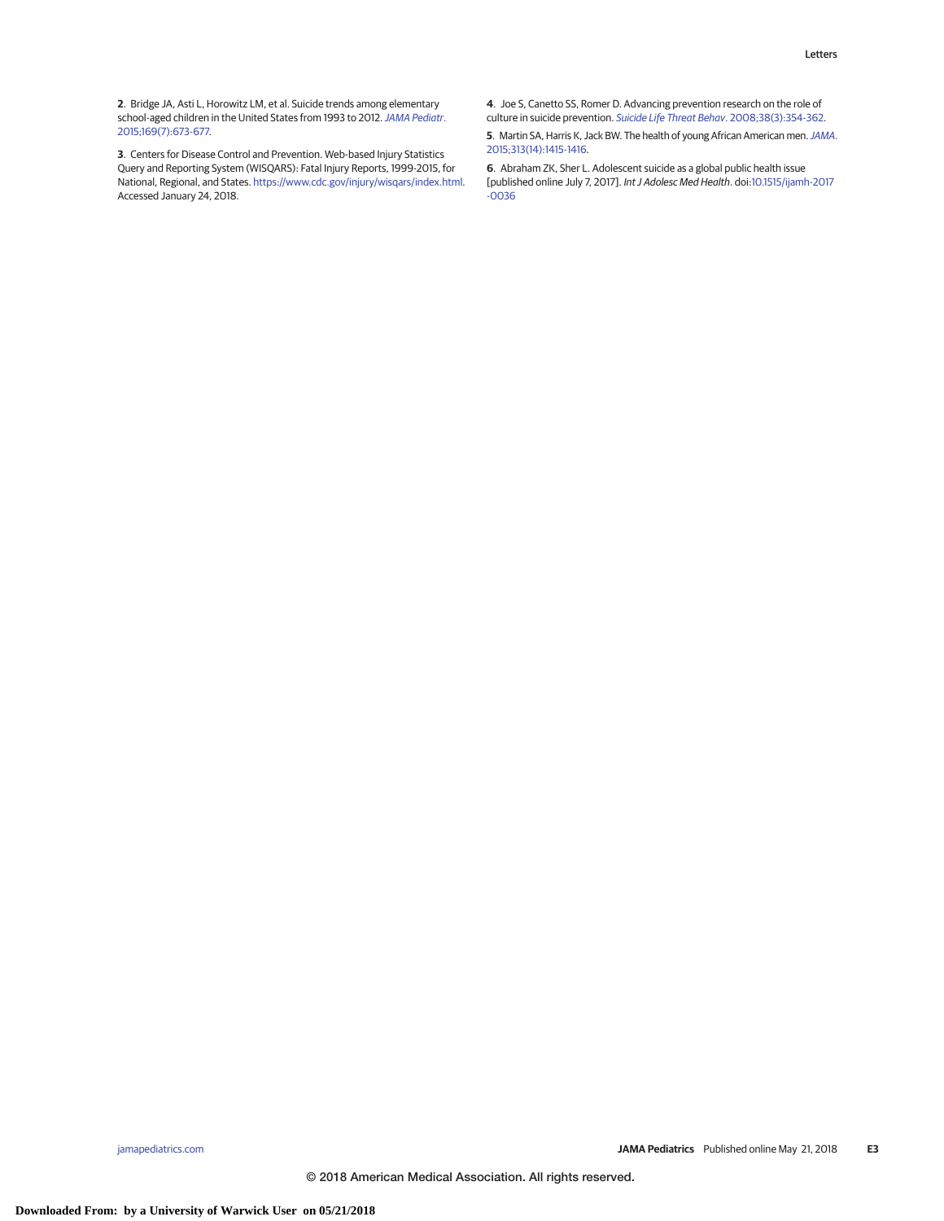2. Bridge JA, Asti L, Horowitz LM, et al. Suicide trends among elementary school-aged children in the United States from 1993 to 2012. *JAMA Pediatr*. 2015;169(7):673-677.

3. Centers for Disease Control and Prevention. Web-based Injury Statistics Query and Reporting System (WISQARS): Fatal Injury Reports, 1999-2015, for National, Regional, and States. https://www.cdc.gov/injury/wisqars/index.html. Accessed January 24, 2018.

4. Joe S, Canetto SS, Romer D. Advancing prevention research on the role of culture in suicide prevention. *Suicide Life Threat Behav*. 2008;38(3):354-362.

5. Martin SA, Harris K, Jack BW. The health of young African American men. *JAMA*. 2015;313(14):1415-1416.

6. Abraham ZK, Sher L. Adolescent suicide as a global public health issue [published online July 7, 2017]. *Int J Adolesc Med Health*. doi:10.1515/ijamh-2017-0036